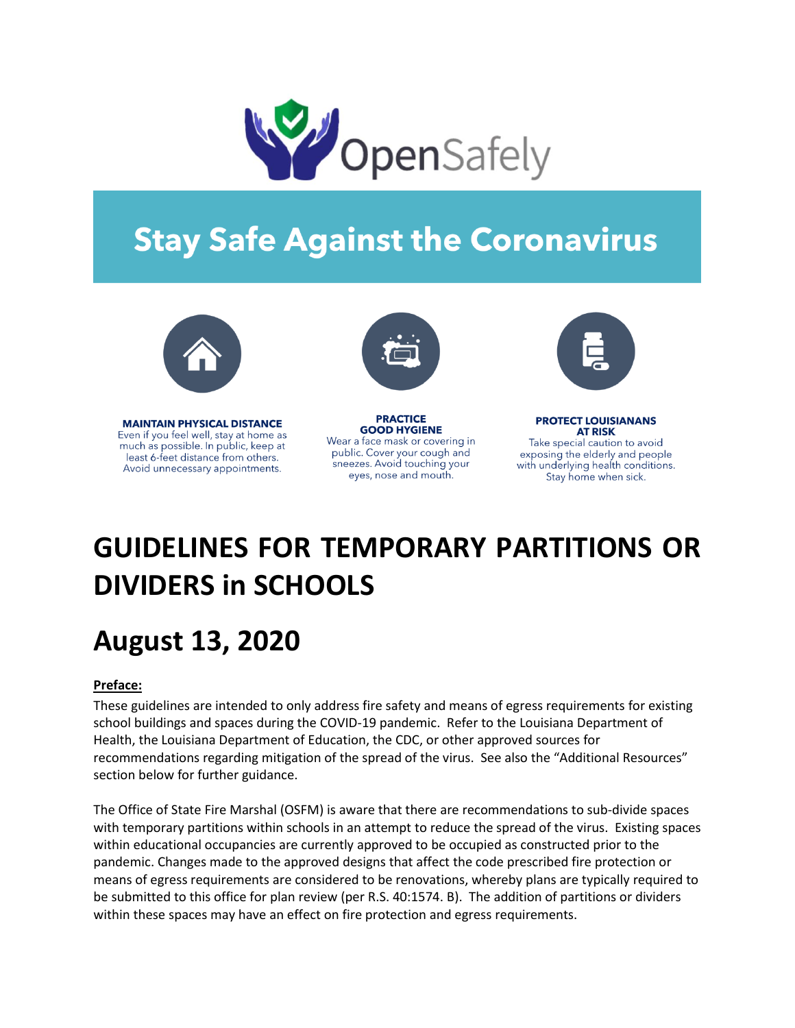OpenSafely

## Stay Safe Against the Coronavirus

**MAINTAIN PHYSICAL DISTANCE**
Even if you feel well, stay at home as much as possible. In public, keep at least 6-feet distance from others. Avoid unnecessary appointments.

**PRACTICE GOOD HYGIENE**
Wear a face mask or covering in public. Cover your cough and sneezes. Avoid touching your eyes, nose and mouth.

**PROTECT LOUISIANANS AT RISK**
Take special caution to avoid exposing the elderly and people with underlying health conditions. Stay home when sick.

# GUIDELINES FOR TEMPORARY PARTITIONS OR DIVIDERS in SCHOOLS

# August 13, 2020

**Preface:**

These guidelines are intended to only address fire safety and means of egress requirements for existing school buildings and spaces during the COVID-19 pandemic. Refer to the Louisiana Department of Health, the Louisiana Department of Education, the CDC, or other approved sources for recommendations regarding mitigation of the spread of the virus. See also the "Additional Resources" section below for further guidance.

The Office of State Fire Marshal (OSFM) is aware that there are recommendations to sub-divide spaces with temporary partitions within schools in an attempt to reduce the spread of the virus. Existing spaces within educational occupancies are currently approved to be occupied as constructed prior to the pandemic. Changes made to the approved designs that affect the code prescribed fire protection or means of egress requirements are considered to be renovations, whereby plans are typically required to be submitted to this office for plan review (per R.S. 40:1574. B). The addition of partitions or dividers within these spaces may have an effect on fire protection and egress requirements.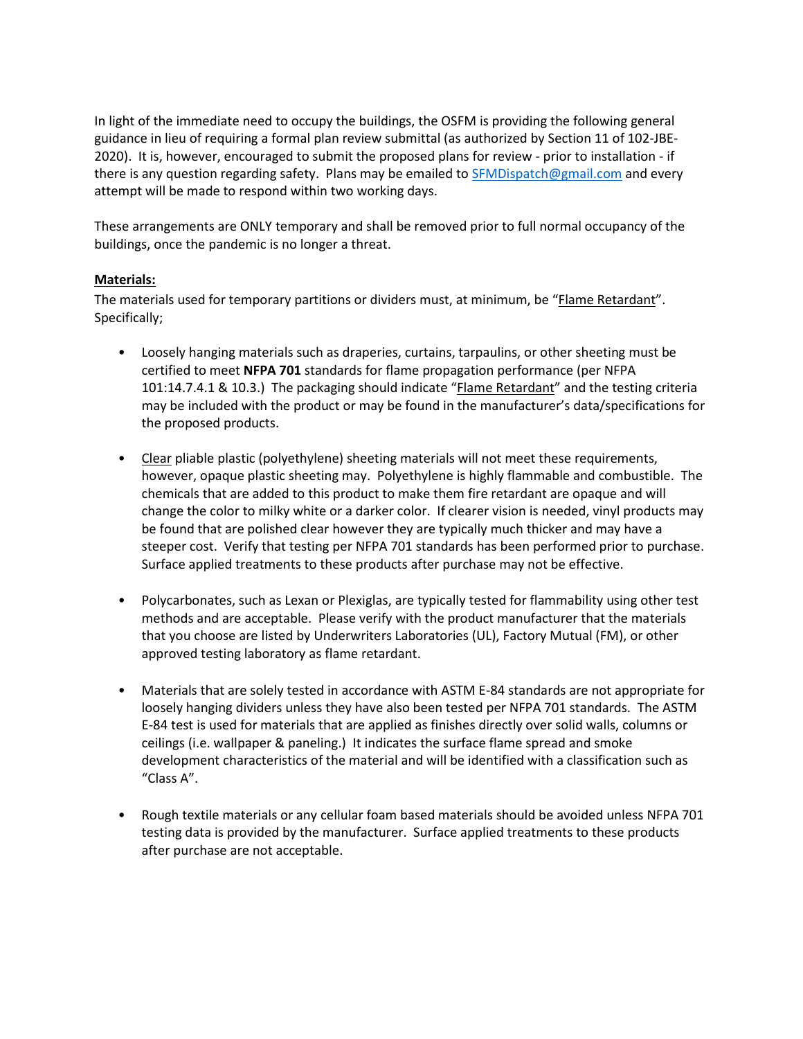In light of the immediate need to occupy the buildings, the OSFM is providing the following general guidance in lieu of requiring a formal plan review submittal (as authorized by Section 11 of 102-JBE-2020). It is, however, encouraged to submit the proposed plans for review - prior to installation - if there is any question regarding safety. Plans may be emailed to [SFMDispatch@gmail.com](mailto:SFMDispatch@gmail.com) and every attempt will be made to respond within two working days.

These arrangements are ONLY temporary and shall be removed prior to full normal occupancy of the buildings, once the pandemic is no longer a threat.

**Materials:**

The materials used for temporary partitions or dividers must, at minimum, be "Flame Retardant". Specifically;

- Loosely hanging materials such as draperies, curtains, tarpaulins, or other sheeting must be certified to meet **NFPA 701** standards for flame propagation performance (per NFPA 101:14.7.4.1 & 10.3.) The packaging should indicate "Flame Retardant" and the testing criteria may be included with the product or may be found in the manufacturer's data/specifications for the proposed products.

- Clear pliable plastic (polyethylene) sheeting materials will not meet these requirements, however, opaque plastic sheeting may. Polyethylene is highly flammable and combustible. The chemicals that are added to this product to make them fire retardant are opaque and will change the color to milky white or a darker color. If clearer vision is needed, vinyl products may be found that are polished clear however they are typically much thicker and may have a steeper cost. Verify that testing per NFPA 701 standards has been performed prior to purchase. Surface applied treatments to these products after purchase may not be effective.

- Polycarbonates, such as Lexan or Plexiglas, are typically tested for flammability using other test methods and are acceptable. Please verify with the product manufacturer that the materials that you choose are listed by Underwriters Laboratories (UL), Factory Mutual (FM), or other approved testing laboratory as flame retardant.

- Materials that are solely tested in accordance with ASTM E-84 standards are not appropriate for loosely hanging dividers unless they have also been tested per NFPA 701 standards. The ASTM E-84 test is used for materials that are applied as finishes directly over solid walls, columns or ceilings (i.e. wallpaper & paneling.) It indicates the surface flame spread and smoke development characteristics of the material and will be identified with a classification such as "Class A".

- Rough textile materials or any cellular foam based materials should be avoided unless NFPA 701 testing data is provided by the manufacturer. Surface applied treatments to these products after purchase are not acceptable.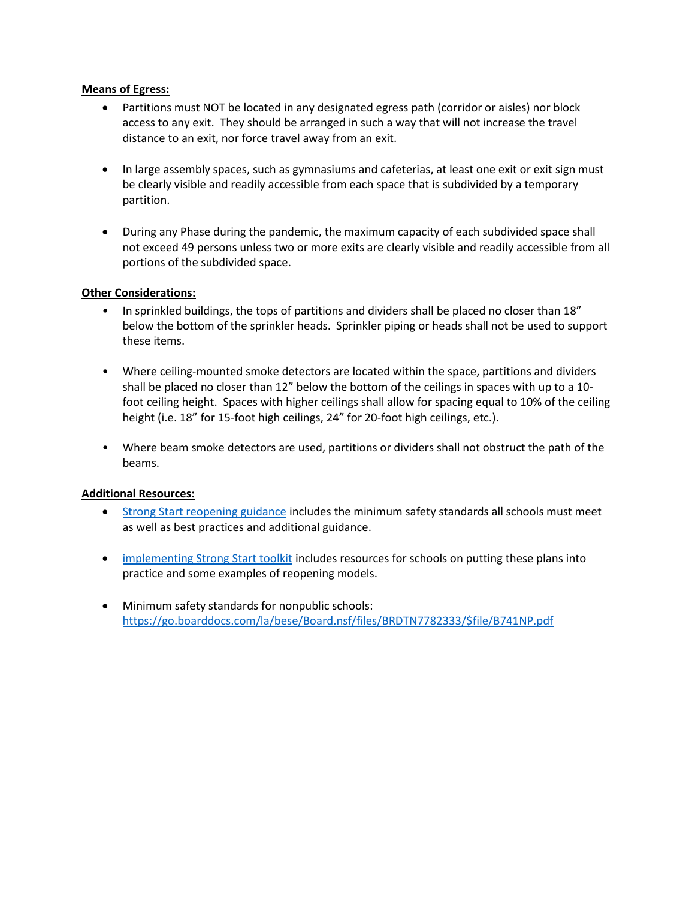**Means of Egress:**

- Partitions must NOT be located in any designated egress path (corridor or aisles) nor block access to any exit. They should be arranged in such a way that will not increase the travel distance to an exit, nor force travel away from an exit.

- In large assembly spaces, such as gymnasiums and cafeterias, at least one exit or exit sign must be clearly visible and readily accessible from each space that is subdivided by a temporary partition.

- During any Phase during the pandemic, the maximum capacity of each subdivided space shall not exceed 49 persons unless two or more exits are clearly visible and readily accessible from all portions of the subdivided space.

**Other Considerations:**

- In sprinkled buildings, the tops of partitions and dividers shall be placed no closer than 18" below the bottom of the sprinkler heads. Sprinkler piping or heads shall not be used to support these items.

- Where ceiling-mounted smoke detectors are located within the space, partitions and dividers shall be placed no closer than 12" below the bottom of the ceilings in spaces with up to a 10-foot ceiling height. Spaces with higher ceilings shall allow for spacing equal to 10% of the ceiling height (i.e. 18" for 15-foot high ceilings, 24" for 20-foot high ceilings, etc.).

- Where beam smoke detectors are used, partitions or dividers shall not obstruct the path of the beams.

**Additional Resources:**

- Strong Start reopening guidance includes the minimum safety standards all schools must meet as well as best practices and additional guidance.

- implementing Strong Start toolkit includes resources for schools on putting these plans into practice and some examples of reopening models.

- Minimum safety standards for nonpublic schools: https://go.boarddocs.com/la/bese/Board.nsf/files/BRDTN7782333/$file/B741NP.pdf